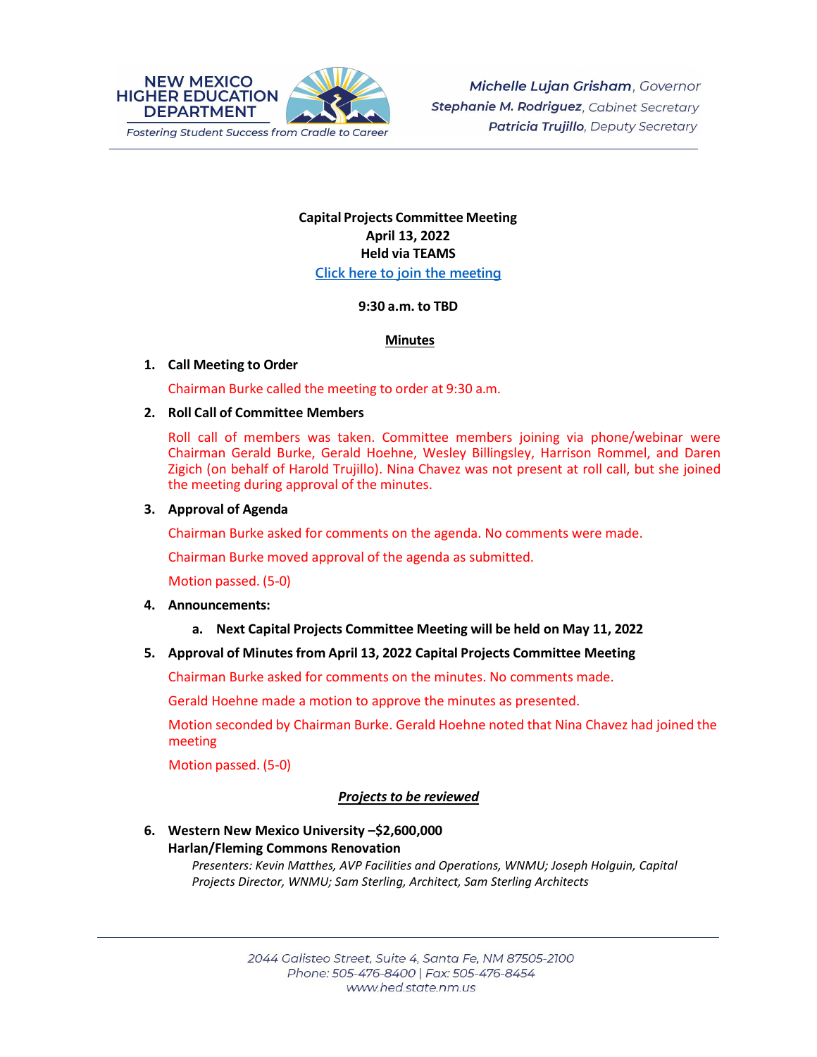NEW MEXICO HIGHER EDUCATION DEPARTMENT

*Fostering Student Success from Cradle to Career*

***Michelle Lujan Grisham**, Governor*
***Stephanie M. Rodriguez**, Cabinet Secretary*
***Patricia Trujillo**, Deputy Secretary*

**Capital Projects Committee Meeting**
**April 13, 2022**
**Held via TEAMS**
Click here to join the meeting

**9:30 a.m. to TBD**

## Minutes

1. **Call Meeting to Order**

   Chairman Burke called the meeting to order at 9:30 a.m.

2. **Roll Call of Committee Members**

   Roll call of members was taken. Committee members joining via phone/webinar were Chairman Gerald Burke, Gerald Hoehne, Wesley Billingsley, Harrison Rommel, and Daren Zigich (on behalf of Harold Trujillo). Nina Chavez was not present at roll call, but she joined the meeting during approval of the minutes.

3. **Approval of Agenda**

   Chairman Burke asked for comments on the agenda. No comments were made.

   Chairman Burke moved approval of the agenda as submitted.

   Motion passed. (5-0)

4. **Announcements:**

   a. **Next Capital Projects Committee Meeting will be held on May 11, 2022**

5. **Approval of Minutes from April 13, 2022 Capital Projects Committee Meeting**

   Chairman Burke asked for comments on the minutes. No comments made.

   Gerald Hoehne made a motion to approve the minutes as presented.

   Motion seconded by Chairman Burke. Gerald Hoehne noted that Nina Chavez had joined the meeting

   Motion passed. (5-0)

## *Projects to be reviewed*

6. **Western New Mexico University –$2,600,000**
   **Harlan/Fleming Commons Renovation**

   *Presenters: Kevin Matthes, AVP Facilities and Operations, WNMU; Joseph Holguin, Capital Projects Director, WNMU; Sam Sterling, Architect, Sam Sterling Architects*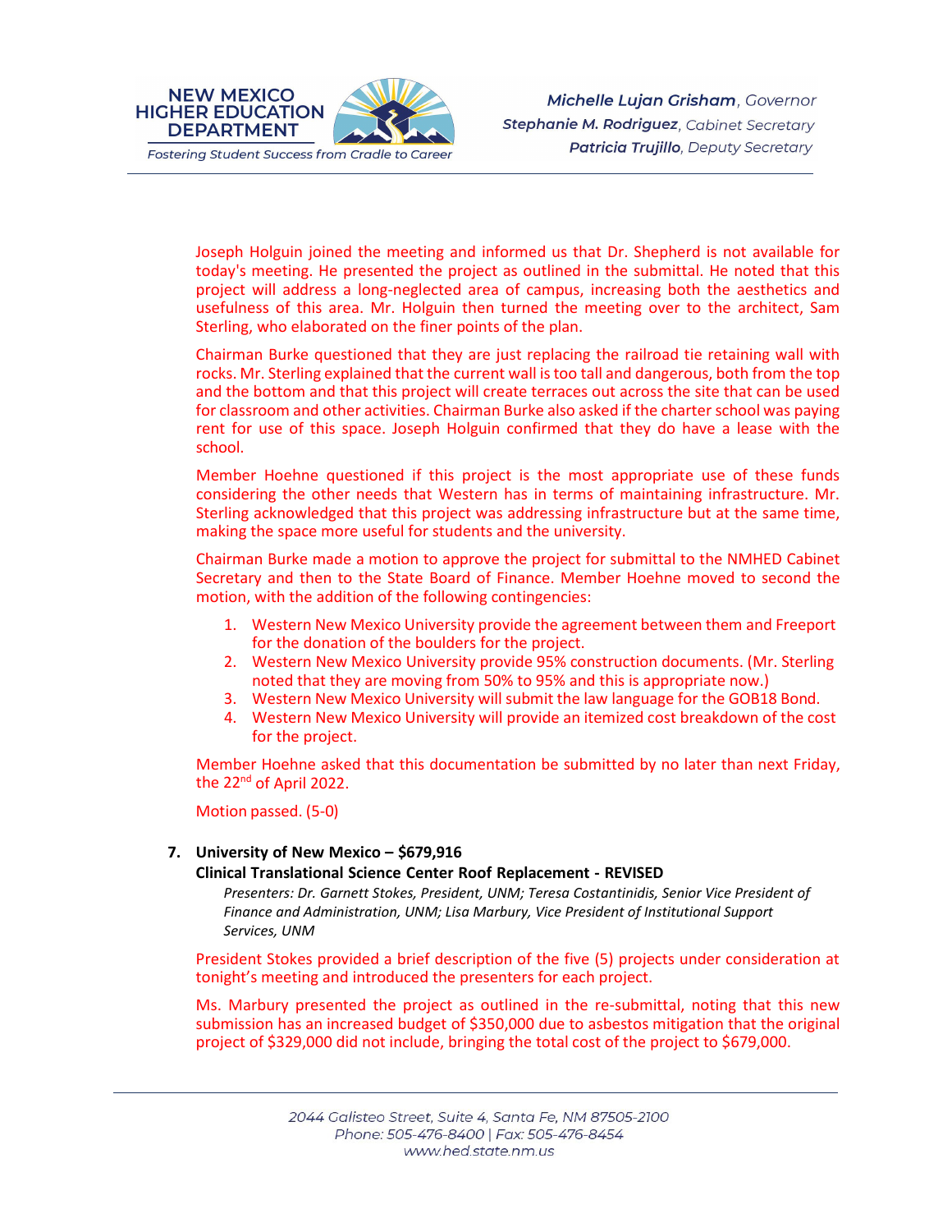Joseph Holguin joined the meeting and informed us that Dr. Shepherd is not available for today's meeting. He presented the project as outlined in the submittal. He noted that this project will address a long-neglected area of campus, increasing both the aesthetics and usefulness of this area. Mr. Holguin then turned the meeting over to the architect, Sam Sterling, who elaborated on the finer points of the plan.

Chairman Burke questioned that they are just replacing the railroad tie retaining wall with rocks. Mr. Sterling explained that the current wall is too tall and dangerous, both from the top and the bottom and that this project will create terraces out across the site that can be used for classroom and other activities. Chairman Burke also asked if the charter school was paying rent for use of this space. Joseph Holguin confirmed that they do have a lease with the school.

Member Hoehne questioned if this project is the most appropriate use of these funds considering the other needs that Western has in terms of maintaining infrastructure. Mr. Sterling acknowledged that this project was addressing infrastructure but at the same time, making the space more useful for students and the university.

Chairman Burke made a motion to approve the project for submittal to the NMHED Cabinet Secretary and then to the State Board of Finance. Member Hoehne moved to second the motion, with the addition of the following contingencies:

1. Western New Mexico University provide the agreement between them and Freeport for the donation of the boulders for the project.
2. Western New Mexico University provide 95% construction documents. (Mr. Sterling noted that they are moving from 50% to 95% and this is appropriate now.)
3. Western New Mexico University will submit the law language for the GOB18 Bond.
4. Western New Mexico University will provide an itemized cost breakdown of the cost for the project.

Member Hoehne asked that this documentation be submitted by no later than next Friday, the 22nd of April 2022.

Motion passed. (5-0)

**7. University of New Mexico – $679,916**
**Clinical Translational Science Center Roof Replacement - REVISED**

*Presenters: Dr. Garnett Stokes, President, UNM; Teresa Costantinidis, Senior Vice President of Finance and Administration, UNM; Lisa Marbury, Vice President of Institutional Support Services, UNM*

President Stokes provided a brief description of the five (5) projects under consideration at tonight's meeting and introduced the presenters for each project.

Ms. Marbury presented the project as outlined in the re-submittal, noting that this new submission has an increased budget of $350,000 due to asbestos mitigation that the original project of $329,000 did not include, bringing the total cost of the project to $679,000.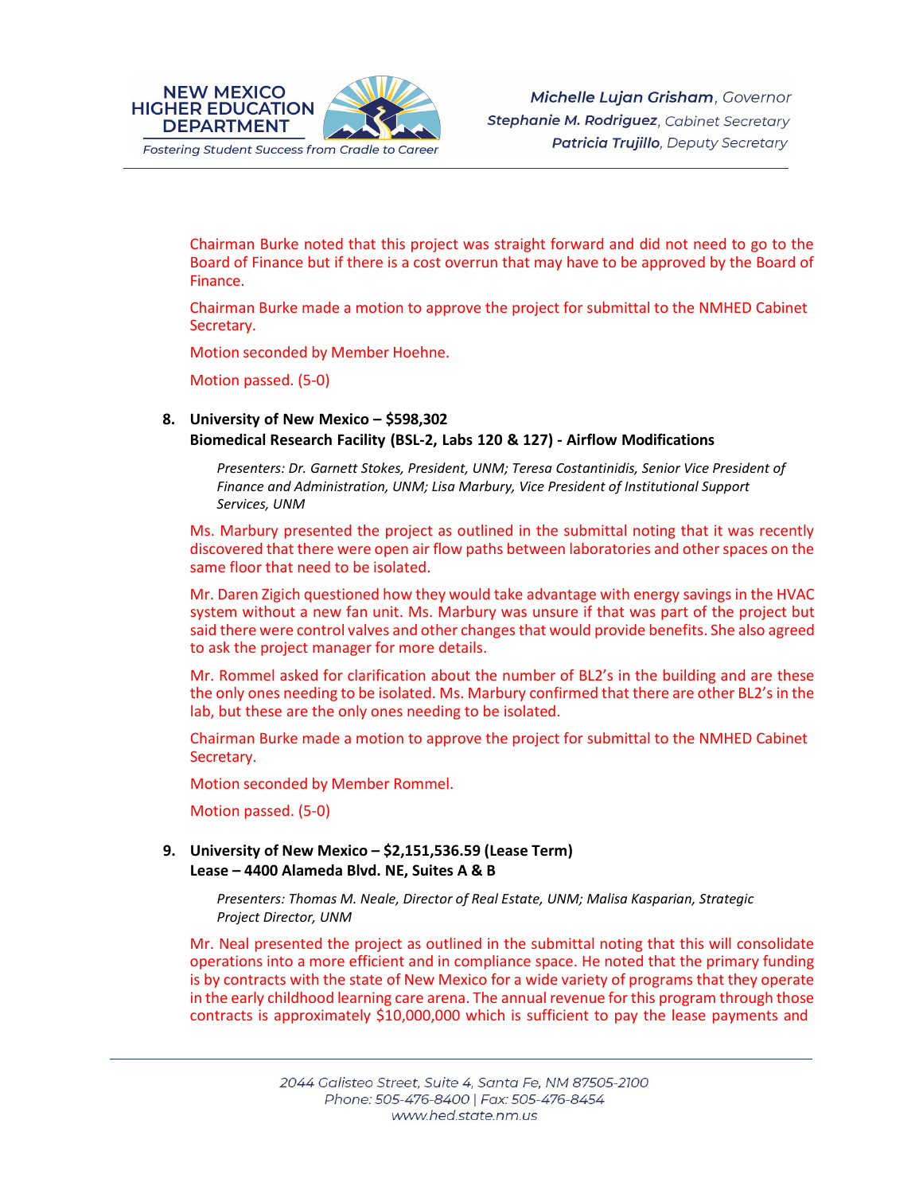Chairman Burke noted that this project was straight forward and did not need to go to the Board of Finance but if there is a cost overrun that may have to be approved by the Board of Finance.

Chairman Burke made a motion to approve the project for submittal to the NMHED Cabinet Secretary.

Motion seconded by Member Hoehne.

Motion passed. (5-0)

8. **University of New Mexico – $598,302**
   **Biomedical Research Facility (BSL-2, Labs 120 & 127) - Airflow Modifications**

   *Presenters: Dr. Garnett Stokes, President, UNM; Teresa Costantinidis, Senior Vice President of Finance and Administration, UNM; Lisa Marbury, Vice President of Institutional Support Services, UNM*

Ms. Marbury presented the project as outlined in the submittal noting that it was recently discovered that there were open air flow paths between laboratories and other spaces on the same floor that need to be isolated.

Mr. Daren Zigich questioned how they would take advantage with energy savings in the HVAC system without a new fan unit. Ms. Marbury was unsure if that was part of the project but said there were control valves and other changes that would provide benefits. She also agreed to ask the project manager for more details.

Mr. Rommel asked for clarification about the number of BL2's in the building and are these the only ones needing to be isolated. Ms. Marbury confirmed that there are other BL2's in the lab, but these are the only ones needing to be isolated.

Chairman Burke made a motion to approve the project for submittal to the NMHED Cabinet Secretary.

Motion seconded by Member Rommel.

Motion passed. (5-0)

9. **University of New Mexico – $2,151,536.59 (Lease Term)**
   **Lease – 4400 Alameda Blvd. NE, Suites A & B**

   *Presenters: Thomas M. Neale, Director of Real Estate, UNM; Malisa Kasparian, Strategic Project Director, UNM*

Mr. Neal presented the project as outlined in the submittal noting that this will consolidate operations into a more efficient and in compliance space. He noted that the primary funding is by contracts with the state of New Mexico for a wide variety of programs that they operate in the early childhood learning care arena. The annual revenue for this program through those contracts is approximately $10,000,000 which is sufficient to pay the lease payments and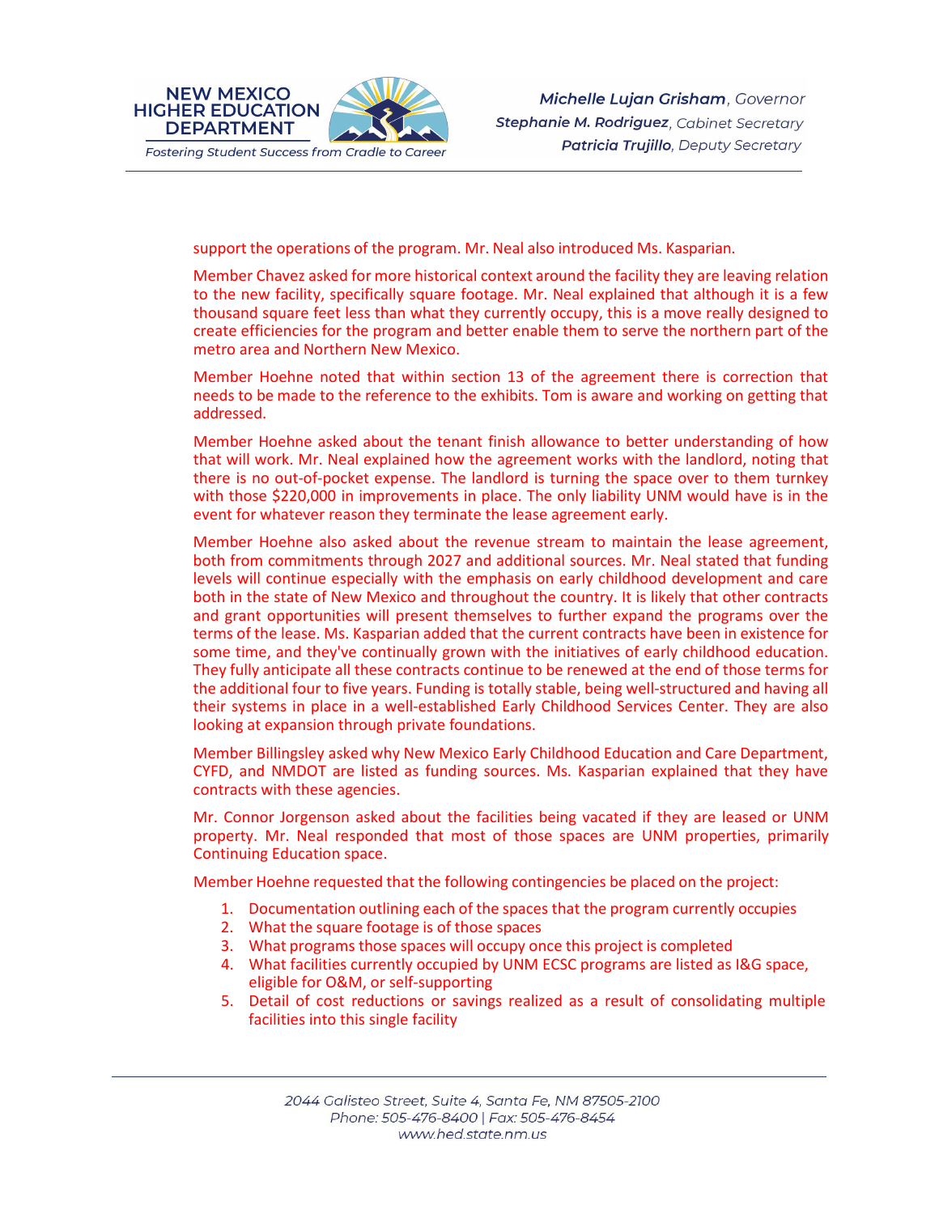support the operations of the program. Mr. Neal also introduced Ms. Kasparian.

Member Chavez asked for more historical context around the facility they are leaving relation to the new facility, specifically square footage. Mr. Neal explained that although it is a few thousand square feet less than what they currently occupy, this is a move really designed to create efficiencies for the program and better enable them to serve the northern part of the metro area and Northern New Mexico.

Member Hoehne noted that within section 13 of the agreement there is correction that needs to be made to the reference to the exhibits. Tom is aware and working on getting that addressed.

Member Hoehne asked about the tenant finish allowance to better understanding of how that will work. Mr. Neal explained how the agreement works with the landlord, noting that there is no out-of-pocket expense. The landlord is turning the space over to them turnkey with those $220,000 in improvements in place. The only liability UNM would have is in the event for whatever reason they terminate the lease agreement early.

Member Hoehne also asked about the revenue stream to maintain the lease agreement, both from commitments through 2027 and additional sources. Mr. Neal stated that funding levels will continue especially with the emphasis on early childhood development and care both in the state of New Mexico and throughout the country. It is likely that other contracts and grant opportunities will present themselves to further expand the programs over the terms of the lease. Ms. Kasparian added that the current contracts have been in existence for some time, and they've continually grown with the initiatives of early childhood education. They fully anticipate all these contracts continue to be renewed at the end of those terms for the additional four to five years. Funding is totally stable, being well-structured and having all their systems in place in a well-established Early Childhood Services Center. They are also looking at expansion through private foundations.

Member Billingsley asked why New Mexico Early Childhood Education and Care Department, CYFD, and NMDOT are listed as funding sources. Ms. Kasparian explained that they have contracts with these agencies.

Mr. Connor Jorgenson asked about the facilities being vacated if they are leased or UNM property. Mr. Neal responded that most of those spaces are UNM properties, primarily Continuing Education space.

Member Hoehne requested that the following contingencies be placed on the project:

1. Documentation outlining each of the spaces that the program currently occupies
2. What the square footage is of those spaces
3. What programs those spaces will occupy once this project is completed
4. What facilities currently occupied by UNM ECSC programs are listed as I&G space, eligible for O&M, or self-supporting
5. Detail of cost reductions or savings realized as a result of consolidating multiple facilities into this single facility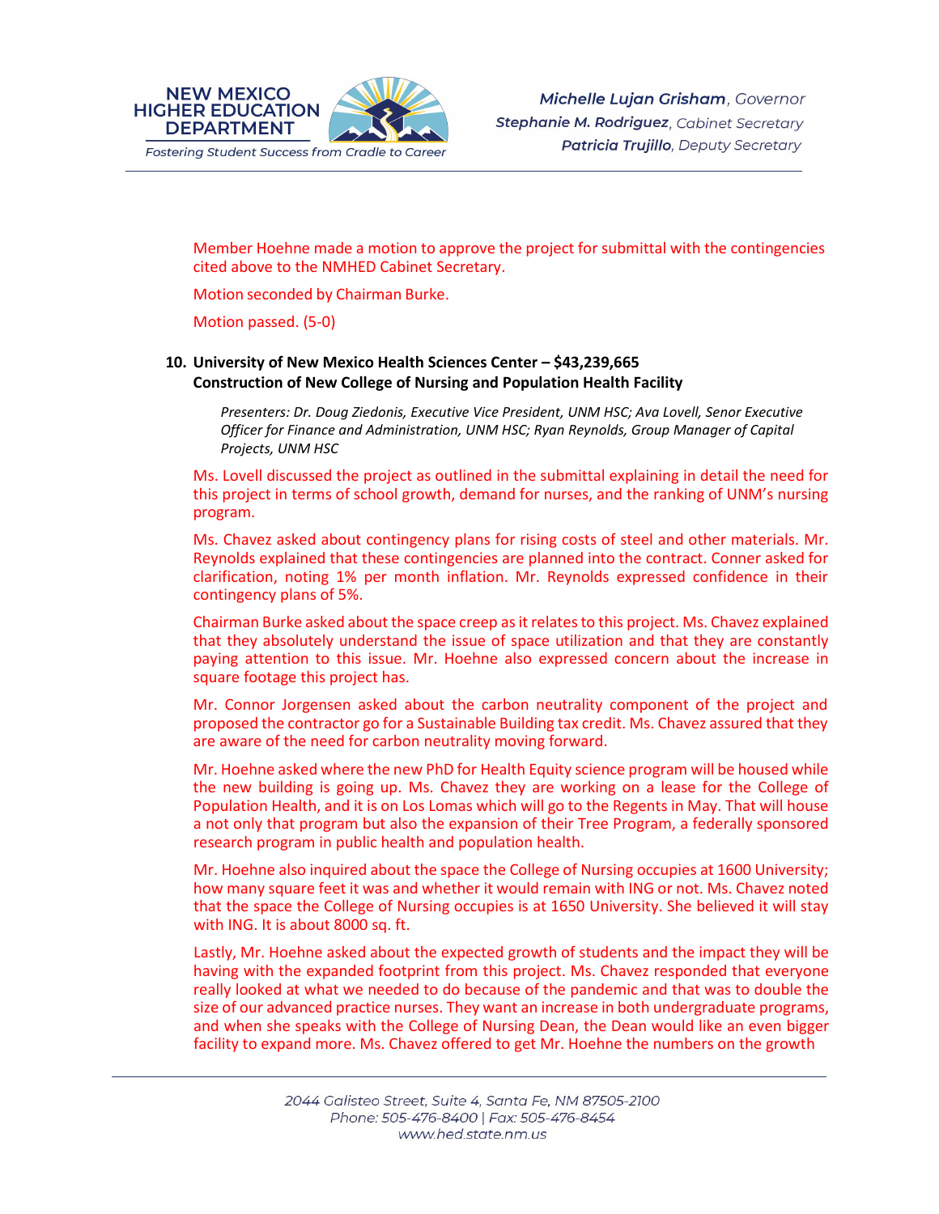Member Hoehne made a motion to approve the project for submittal with the contingencies cited above to the NMHED Cabinet Secretary.

Motion seconded by Chairman Burke.

Motion passed. (5-0)

**10. University of New Mexico Health Sciences Center – $43,239,665**
**Construction of New College of Nursing and Population Health Facility**

*Presenters: Dr. Doug Ziedonis, Executive Vice President, UNM HSC; Ava Lovell, Senor Executive Officer for Finance and Administration, UNM HSC; Ryan Reynolds, Group Manager of Capital Projects, UNM HSC*

Ms. Lovell discussed the project as outlined in the submittal explaining in detail the need for this project in terms of school growth, demand for nurses, and the ranking of UNM's nursing program.

Ms. Chavez asked about contingency plans for rising costs of steel and other materials. Mr. Reynolds explained that these contingencies are planned into the contract. Conner asked for clarification, noting 1% per month inflation. Mr. Reynolds expressed confidence in their contingency plans of 5%.

Chairman Burke asked about the space creep as it relates to this project. Ms. Chavez explained that they absolutely understand the issue of space utilization and that they are constantly paying attention to this issue. Mr. Hoehne also expressed concern about the increase in square footage this project has.

Mr. Connor Jorgensen asked about the carbon neutrality component of the project and proposed the contractor go for a Sustainable Building tax credit. Ms. Chavez assured that they are aware of the need for carbon neutrality moving forward.

Mr. Hoehne asked where the new PhD for Health Equity science program will be housed while the new building is going up. Ms. Chavez they are working on a lease for the College of Population Health, and it is on Los Lomas which will go to the Regents in May. That will house a not only that program but also the expansion of their Tree Program, a federally sponsored research program in public health and population health.

Mr. Hoehne also inquired about the space the College of Nursing occupies at 1600 University; how many square feet it was and whether it would remain with ING or not. Ms. Chavez noted that the space the College of Nursing occupies is at 1650 University. She believed it will stay with ING. It is about 8000 sq. ft.

Lastly, Mr. Hoehne asked about the expected growth of students and the impact they will be having with the expanded footprint from this project. Ms. Chavez responded that everyone really looked at what we needed to do because of the pandemic and that was to double the size of our advanced practice nurses. They want an increase in both undergraduate programs, and when she speaks with the College of Nursing Dean, the Dean would like an even bigger facility to expand more. Ms. Chavez offered to get Mr. Hoehne the numbers on the growth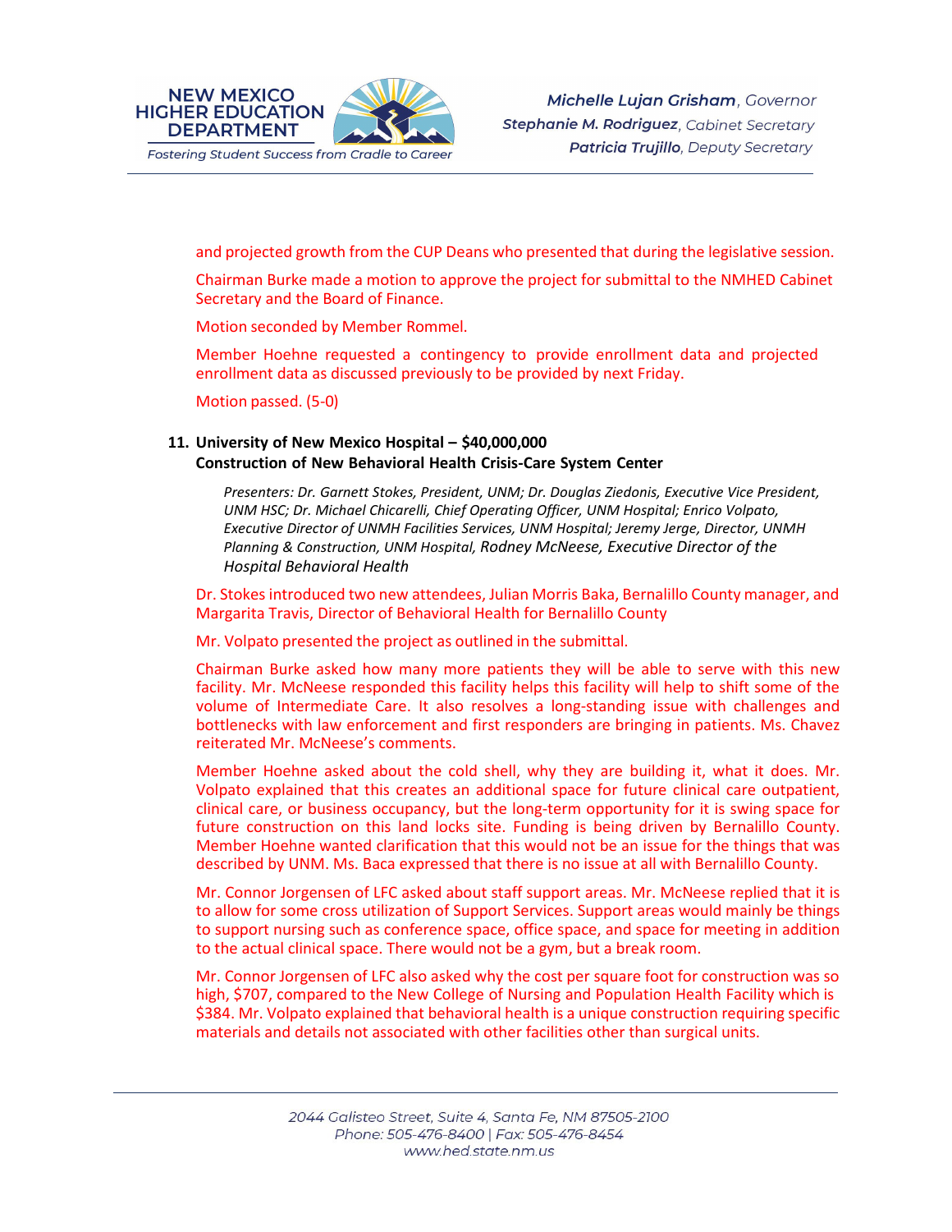and projected growth from the CUP Deans who presented that during the legislative session.

Chairman Burke made a motion to approve the project for submittal to the NMHED Cabinet Secretary and the Board of Finance.

Motion seconded by Member Rommel.

Member Hoehne requested a contingency to provide enrollment data and projected enrollment data as discussed previously to be provided by next Friday.

Motion passed. (5-0)

**11. University of New Mexico Hospital – $40,000,000**
**Construction of New Behavioral Health Crisis-Care System Center**

*Presenters: Dr. Garnett Stokes, President, UNM; Dr. Douglas Ziedonis, Executive Vice President, UNM HSC; Dr. Michael Chicarelli, Chief Operating Officer, UNM Hospital; Enrico Volpato, Executive Director of UNMH Facilities Services, UNM Hospital; Jeremy Jerge, Director, UNMH Planning & Construction, UNM Hospital, Rodney McNeese, Executive Director of the Hospital Behavioral Health*

Dr. Stokes introduced two new attendees, Julian Morris Baka, Bernalillo County manager, and Margarita Travis, Director of Behavioral Health for Bernalillo County

Mr. Volpato presented the project as outlined in the submittal.

Chairman Burke asked how many more patients they will be able to serve with this new facility. Mr. McNeese responded this facility helps this facility will help to shift some of the volume of Intermediate Care. It also resolves a long-standing issue with challenges and bottlenecks with law enforcement and first responders are bringing in patients. Ms. Chavez reiterated Mr. McNeese's comments.

Member Hoehne asked about the cold shell, why they are building it, what it does. Mr. Volpato explained that this creates an additional space for future clinical care outpatient, clinical care, or business occupancy, but the long-term opportunity for it is swing space for future construction on this land locks site. Funding is being driven by Bernalillo County. Member Hoehne wanted clarification that this would not be an issue for the things that was described by UNM. Ms. Baca expressed that there is no issue at all with Bernalillo County.

Mr. Connor Jorgensen of LFC asked about staff support areas. Mr. McNeese replied that it is to allow for some cross utilization of Support Services. Support areas would mainly be things to support nursing such as conference space, office space, and space for meeting in addition to the actual clinical space. There would not be a gym, but a break room.

Mr. Connor Jorgensen of LFC also asked why the cost per square foot for construction was so high, $707, compared to the New College of Nursing and Population Health Facility which is $384. Mr. Volpato explained that behavioral health is a unique construction requiring specific materials and details not associated with other facilities other than surgical units.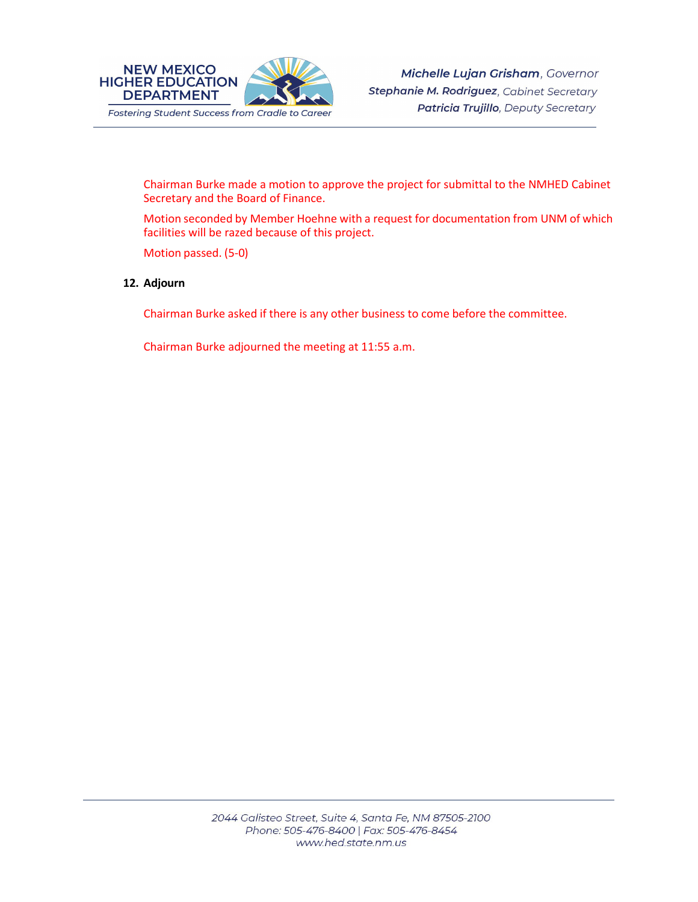Chairman Burke made a motion to approve the project for submittal to the NMHED Cabinet Secretary and the Board of Finance.

Motion seconded by Member Hoehne with a request for documentation from UNM of which facilities will be razed because of this project.

Motion passed. (5-0)

**12. Adjourn**

Chairman Burke asked if there is any other business to come before the committee.

Chairman Burke adjourned the meeting at 11:55 a.m.